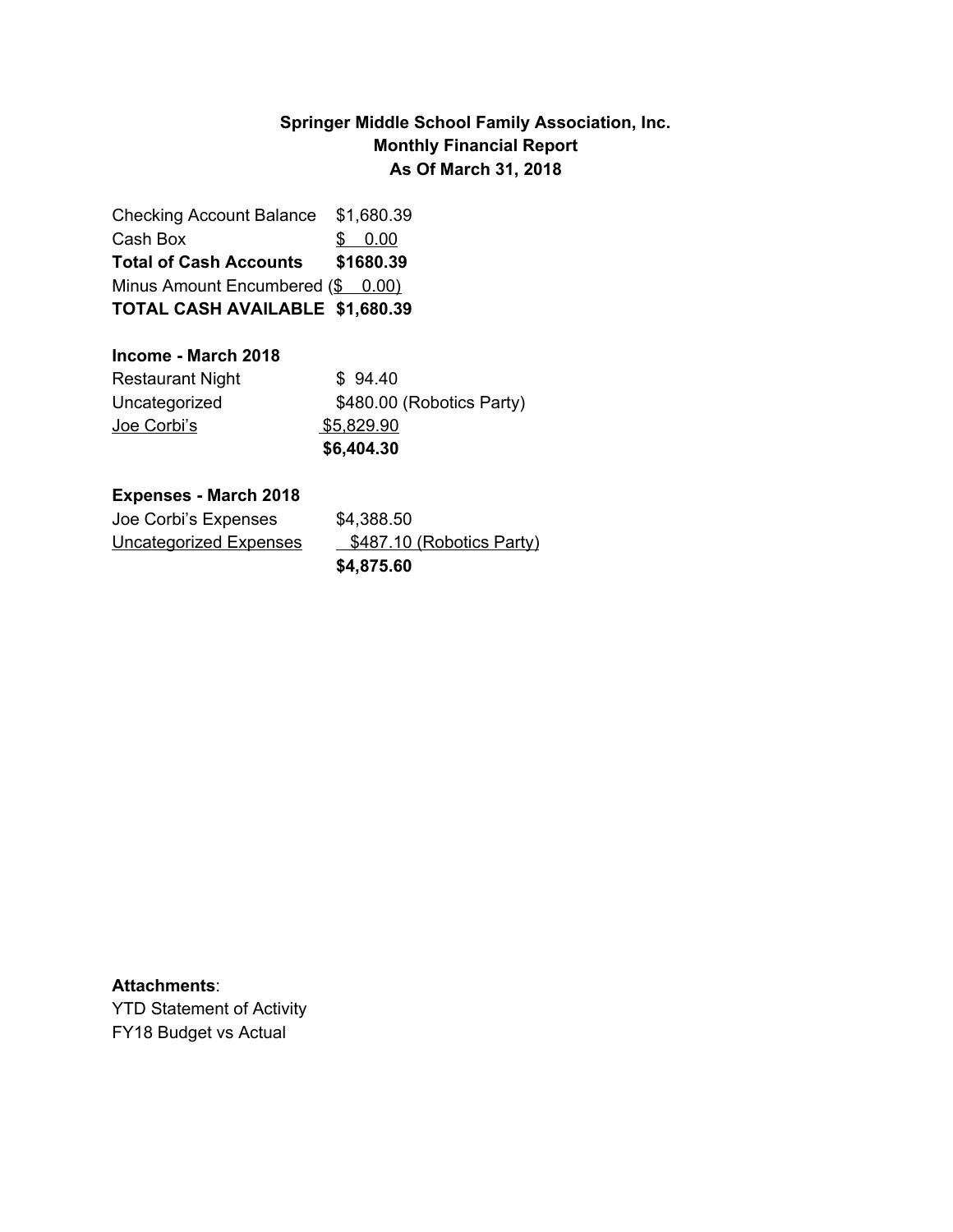**Springer Middle School Family Association, Inc.**
**Monthly Financial Report**
**As Of March 31, 2018**

| | |
|---|---|
| Checking Account Balance | $1,680.39 |
| Cash Box | $ 0.00 |
| **Total of Cash Accounts** | **$1680.39** |
| Minus Amount Encumbered | ($ 0.00) |
| **TOTAL CASH AVAILABLE** | **$1,680.39** |

**Income - March 2018**

| | |
|---|---|
| Restaurant Night | $ 94.40 |
| Uncategorized | $480.00 (Robotics Party) |
| Joe Corbi's | $5,829.90 |
| | **$6,404.30** |

**Expenses - March 2018**

| | |
|---|---|
| Joe Corbi's Expenses | $4,388.50 |
| Uncategorized Expenses | $487.10 (Robotics Party) |
| | **$4,875.60** |

**Attachments**:
YTD Statement of Activity
FY18 Budget vs Actual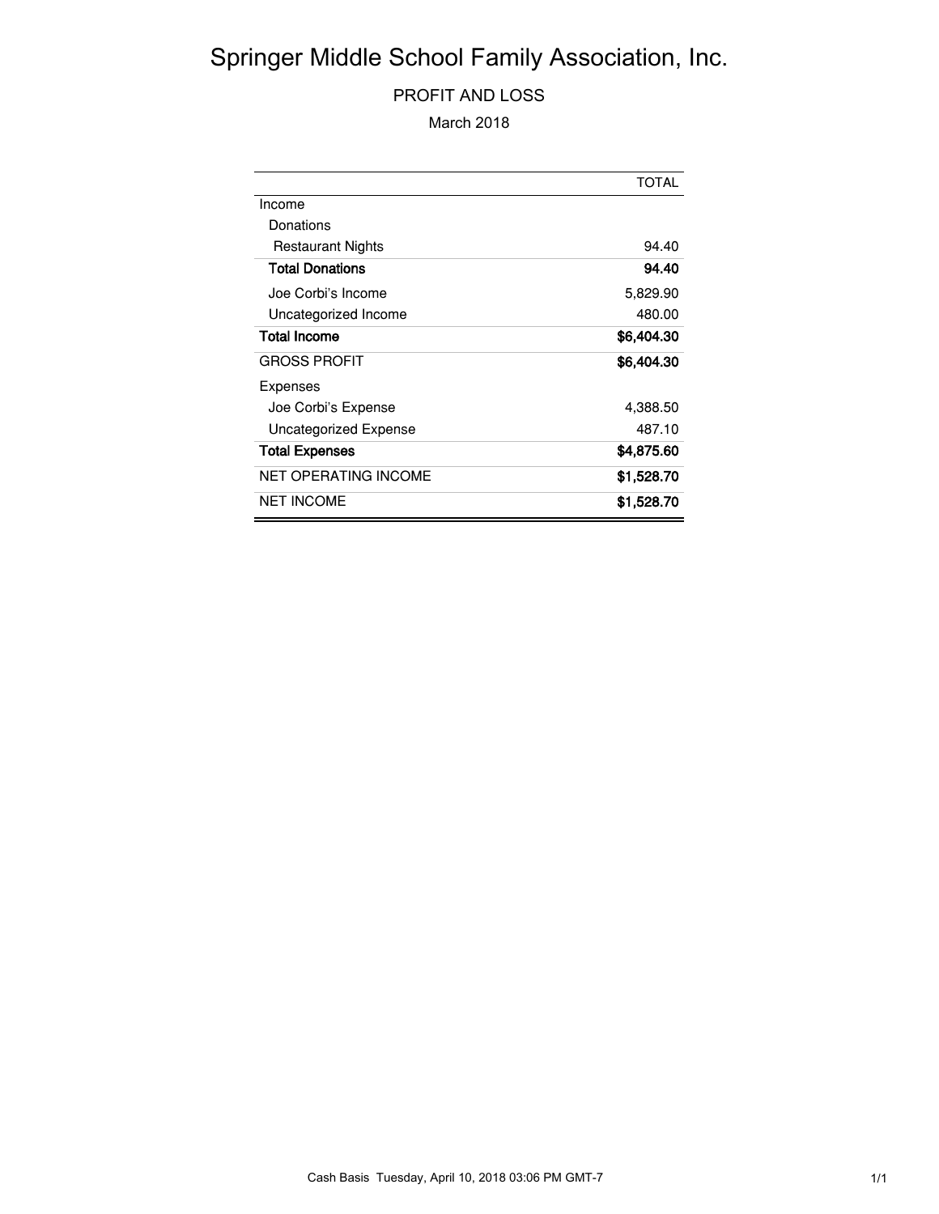# Springer Middle School Family Association, Inc.

## PROFIT AND LOSS

March 2018

| | TOTAL |
|---|---|
| Income | |
| Donations | |
| Restaurant Nights | 94.40 |
| **Total Donations** | **94.40** |
| Joe Corbi's Income | 5,829.90 |
| Uncategorized Income | 480.00 |
| **Total Income** | **$6,404.30** |
| GROSS PROFIT | **$6,404.30** |
| Expenses | |
| Joe Corbi's Expense | 4,388.50 |
| Uncategorized Expense | 487.10 |
| **Total Expenses** | **$4,875.60** |
| NET OPERATING INCOME | **$1,528.70** |
| NET INCOME | **$1,528.70** |

Cash Basis Tuesday, April 10, 2018 03:06 PM GMT-7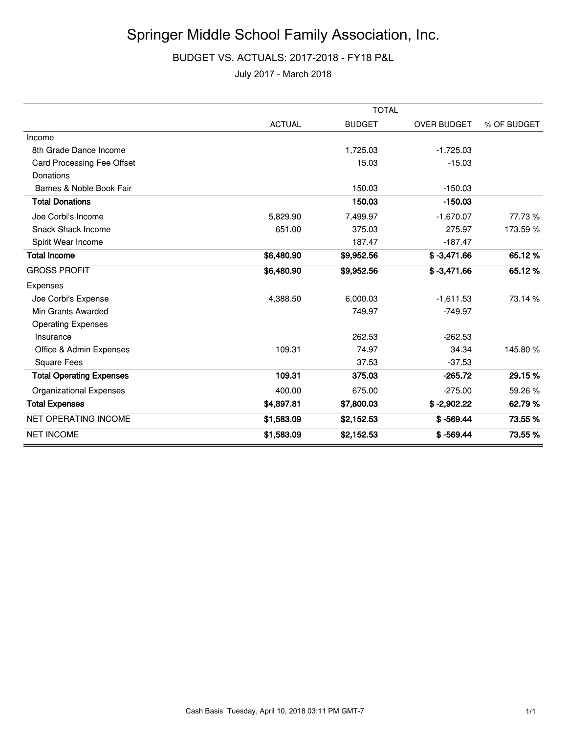# Springer Middle School Family Association, Inc.

BUDGET VS. ACTUALS: 2017-2018 - FY18 P&L

July 2017 - March 2018

| | TOTAL | | | |
|---|---|---|---|---|
| | ACTUAL | BUDGET | OVER BUDGET | % OF BUDGET |
| Income | | | | |
| 8th Grade Dance Income | | 1,725.03 | -1,725.03 | |
| Card Processing Fee Offset | | 15.03 | -15.03 | |
| Donations | | | | |
| Barnes & Noble Book Fair | | 150.03 | -150.03 | |
| **Total Donations** | | **150.03** | **-150.03** | |
| Joe Corbi's Income | 5,829.90 | 7,499.97 | -1,670.07 | 77.73 % |
| Snack Shack Income | 651.00 | 375.03 | 275.97 | 173.59 % |
| Spirit Wear Income | | 187.47 | -187.47 | |
| **Total Income** | **$6,480.90** | **$9,952.56** | **$ -3,471.66** | **65.12 %** |
| GROSS PROFIT | **$6,480.90** | **$9,952.56** | **$ -3,471.66** | **65.12 %** |
| Expenses | | | | |
| Joe Corbi's Expense | 4,388.50 | 6,000.03 | -1,611.53 | 73.14 % |
| Min Grants Awarded | | 749.97 | -749.97 | |
| Operating Expenses | | | | |
| Insurance | | 262.53 | -262.53 | |
| Office & Admin Expenses | 109.31 | 74.97 | 34.34 | 145.80 % |
| Square Fees | | 37.53 | -37.53 | |
| **Total Operating Expenses** | **109.31** | **375.03** | **-265.72** | **29.15 %** |
| Organizational Expenses | 400.00 | 675.00 | -275.00 | 59.26 % |
| **Total Expenses** | **$4,897.81** | **$7,800.03** | **$ -2,902.22** | **62.79 %** |
| NET OPERATING INCOME | **$1,583.09** | **$2,152.53** | **$ -569.44** | **73.55 %** |
| NET INCOME | **$1,583.09** | **$2,152.53** | **$ -569.44** | **73.55 %** |

Cash Basis Tuesday, April 10, 2018 03:11 PM GMT-7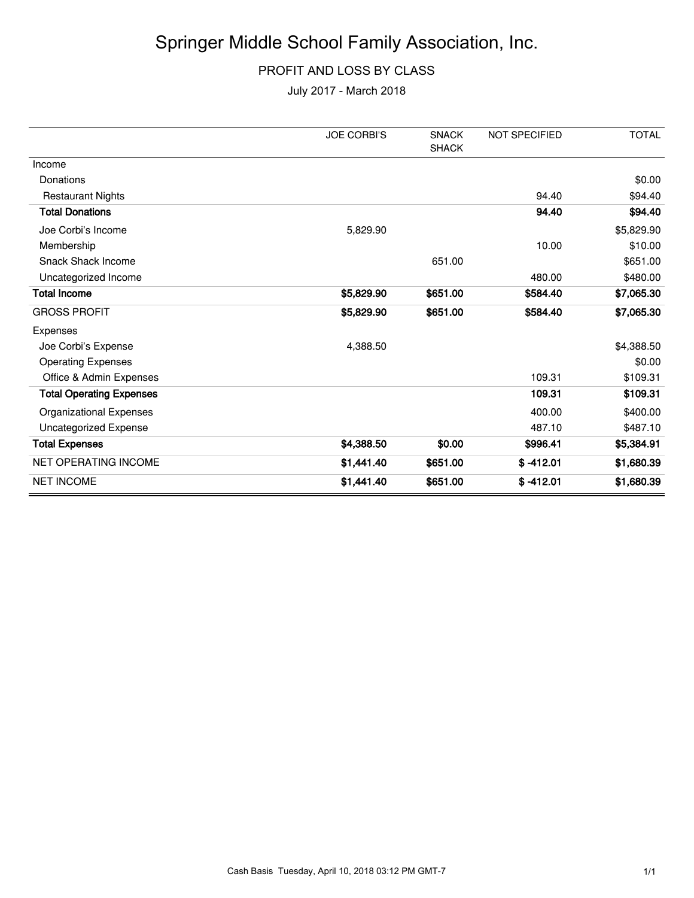# Springer Middle School Family Association, Inc.

## PROFIT AND LOSS BY CLASS

July 2017 - March 2018

| | JOE CORBI'S | SNACK SHACK | NOT SPECIFIED | TOTAL |
|---|---|---|---|---|
| Income | | | | |
| Donations | | | | $0.00 |
| Restaurant Nights | | | 94.40 | $94.40 |
| **Total Donations** | | | **94.40** | **$94.40** |
| Joe Corbi's Income | 5,829.90 | | | $5,829.90 |
| Membership | | | 10.00 | $10.00 |
| Snack Shack Income | | 651.00 | | $651.00 |
| Uncategorized Income | | | 480.00 | $480.00 |
| **Total Income** | **$5,829.90** | **$651.00** | **$584.40** | **$7,065.30** |
| GROSS PROFIT | **$5,829.90** | **$651.00** | **$584.40** | **$7,065.30** |
| Expenses | | | | |
| Joe Corbi's Expense | 4,388.50 | | | $4,388.50 |
| Operating Expenses | | | | $0.00 |
| Office & Admin Expenses | | | 109.31 | $109.31 |
| **Total Operating Expenses** | | | **109.31** | **$109.31** |
| Organizational Expenses | | | 400.00 | $400.00 |
| Uncategorized Expense | | | 487.10 | $487.10 |
| **Total Expenses** | **$4,388.50** | **$0.00** | **$996.41** | **$5,384.91** |
| NET OPERATING INCOME | **$1,441.40** | **$651.00** | **$ -412.01** | **$1,680.39** |
| NET INCOME | **$1,441.40** | **$651.00** | **$ -412.01** | **$1,680.39** |

Cash Basis Tuesday, April 10, 2018 03:12 PM GMT-7